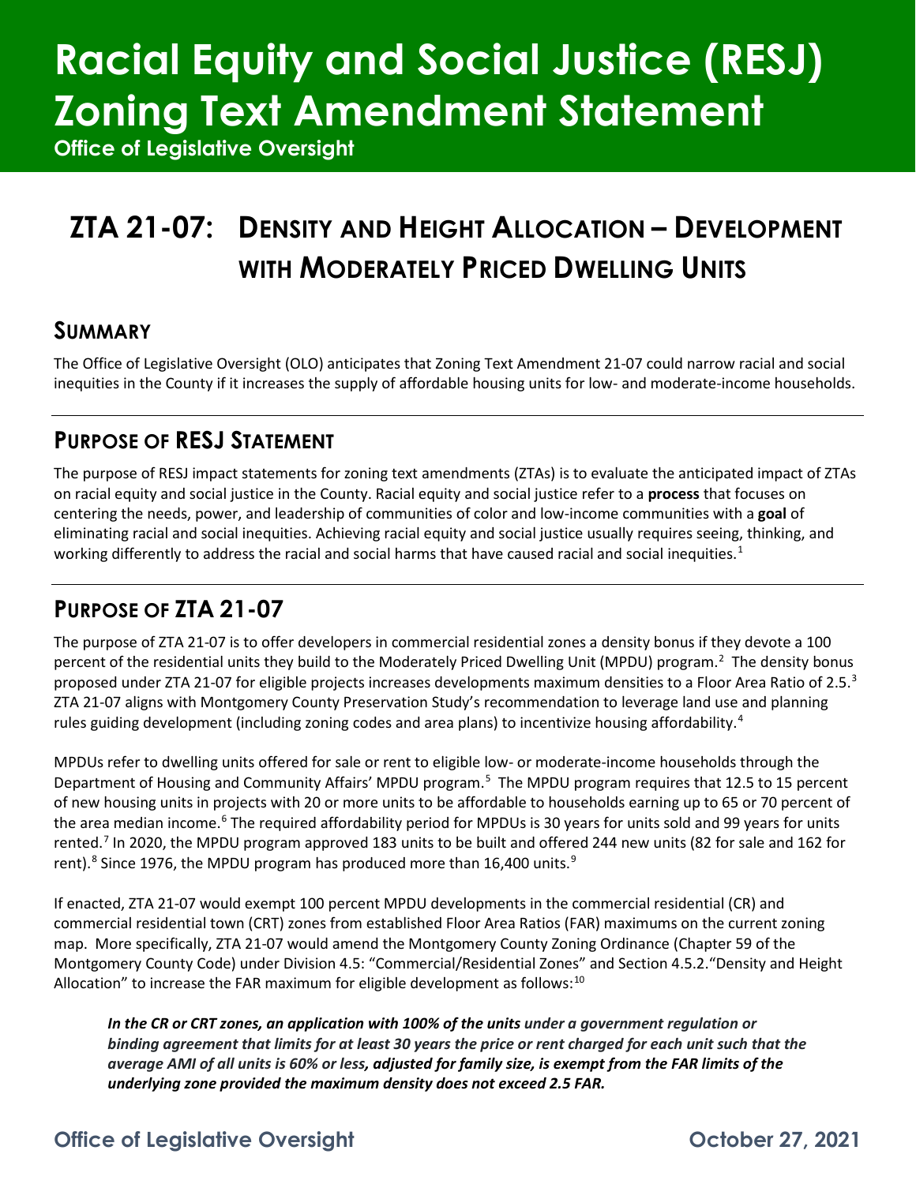# Racial Equity and Social Justice (RESJ) Zoning Text Amendment Statement

**Office of Legislative Oversight**

## ZTA 21-07: Density and Height Allocation – Development with Moderately Priced Dwelling Units

## Summary

The Office of Legislative Oversight (OLO) anticipates that Zoning Text Amendment 21-07 could narrow racial and social inequities in the County if it increases the supply of affordable housing units for low- and moderate-income households.

## Purpose of RESJ Statement

The purpose of RESJ impact statements for zoning text amendments (ZTAs) is to evaluate the anticipated impact of ZTAs on racial equity and social justice in the County. Racial equity and social justice refer to a **process** that focuses on centering the needs, power, and leadership of communities of color and low-income communities with a **goal** of eliminating racial and social inequities. Achieving racial equity and social justice usually requires seeing, thinking, and working differently to address the racial and social harms that have caused racial and social inequities.[1]

## Purpose of ZTA 21-07

The purpose of ZTA 21-07 is to offer developers in commercial residential zones a density bonus if they devote a 100 percent of the residential units they build to the Moderately Priced Dwelling Unit (MPDU) program.[2] The density bonus proposed under ZTA 21-07 for eligible projects increases developments maximum densities to a Floor Area Ratio of 2.5.[3] ZTA 21-07 aligns with Montgomery County Preservation Study's recommendation to leverage land use and planning rules guiding development (including zoning codes and area plans) to incentivize housing affordability.[4]

MPDUs refer to dwelling units offered for sale or rent to eligible low- or moderate-income households through the Department of Housing and Community Affairs' MPDU program.[5] The MPDU program requires that 12.5 to 15 percent of new housing units in projects with 20 or more units to be affordable to households earning up to 65 or 70 percent of the area median income.[6] The required affordability period for MPDUs is 30 years for units sold and 99 years for units rented.[7] In 2020, the MPDU program approved 183 units to be built and offered 244 new units (82 for sale and 162 for rent).[8] Since 1976, the MPDU program has produced more than 16,400 units.[9]

If enacted, ZTA 21-07 would exempt 100 percent MPDU developments in the commercial residential (CR) and commercial residential town (CRT) zones from established Floor Area Ratios (FAR) maximums on the current zoning map. More specifically, ZTA 21-07 would amend the Montgomery County Zoning Ordinance (Chapter 59 of the Montgomery County Code) under Division 4.5: "Commercial/Residential Zones" and Section 4.5.2."Density and Height Allocation" to increase the FAR maximum for eligible development as follows:[10]

> ***In the CR or CRT zones, an application with 100% of the units** under a government regulation or binding agreement that limits for at least 30 years the price or rent charged for each unit such that the average AMI of all units is 60% or less, **adjusted for family size, is exempt from the FAR limits of the underlying zone provided the maximum density does not exceed 2.5 FAR.***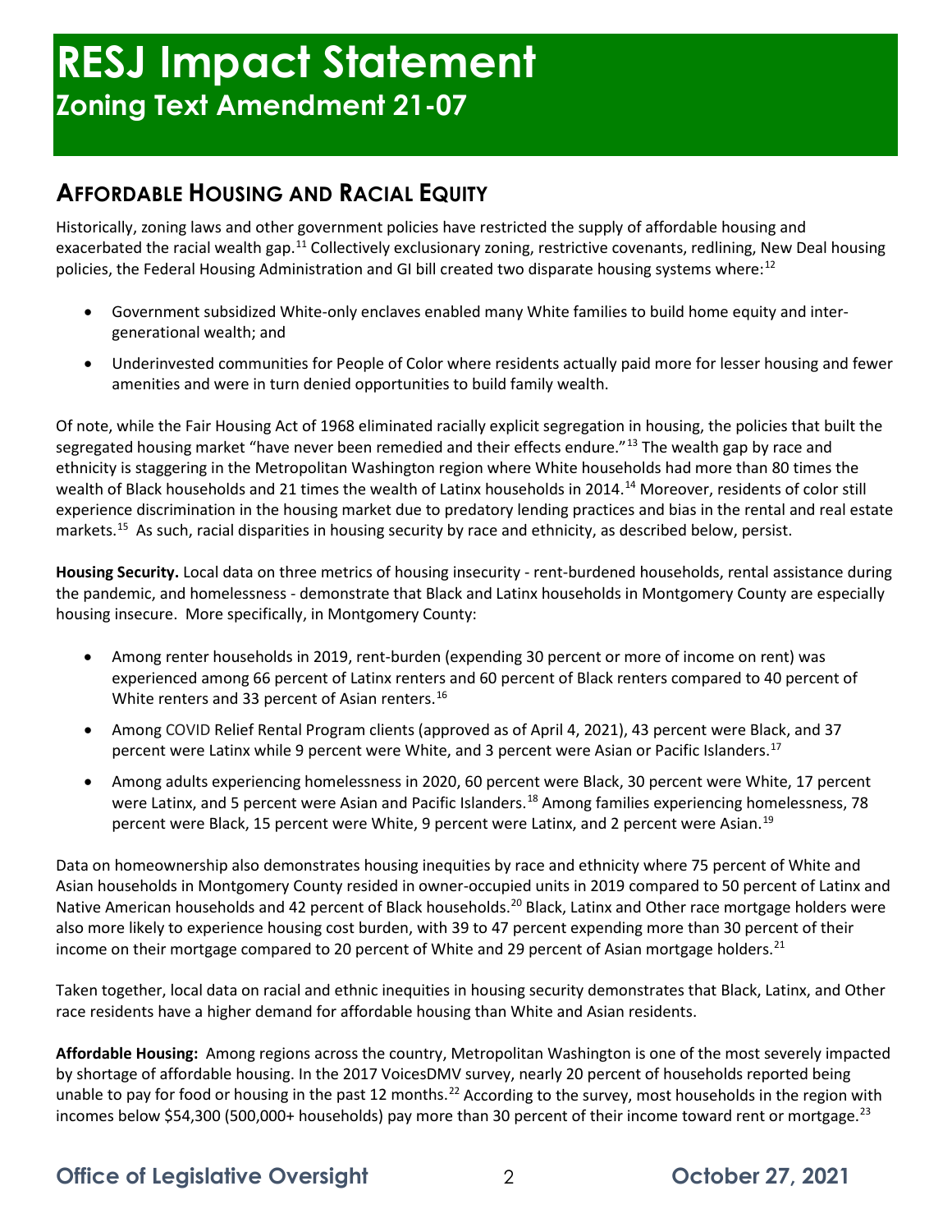# RESJ Impact Statement

## Zoning Text Amendment 21-07

## AFFORDABLE HOUSING AND RACIAL EQUITY

Historically, zoning laws and other government policies have restricted the supply of affordable housing and exacerbated the racial wealth gap.[11] Collectively exclusionary zoning, restrictive covenants, redlining, New Deal housing policies, the Federal Housing Administration and GI bill created two disparate housing systems where:[12]

- Government subsidized White-only enclaves enabled many White families to build home equity and inter-generational wealth; and
- Underinvested communities for People of Color where residents actually paid more for lesser housing and fewer amenities and were in turn denied opportunities to build family wealth.

Of note, while the Fair Housing Act of 1968 eliminated racially explicit segregation in housing, the policies that built the segregated housing market "have never been remedied and their effects endure."[13] The wealth gap by race and ethnicity is staggering in the Metropolitan Washington region where White households had more than 80 times the wealth of Black households and 21 times the wealth of Latinx households in 2014.[14] Moreover, residents of color still experience discrimination in the housing market due to predatory lending practices and bias in the rental and real estate markets.[15] As such, racial disparities in housing security by race and ethnicity, as described below, persist.

**Housing Security.** Local data on three metrics of housing insecurity - rent-burdened households, rental assistance during the pandemic, and homelessness - demonstrate that Black and Latinx households in Montgomery County are especially housing insecure. More specifically, in Montgomery County:

- Among renter households in 2019, rent-burden (expending 30 percent or more of income on rent) was experienced among 66 percent of Latinx renters and 60 percent of Black renters compared to 40 percent of White renters and 33 percent of Asian renters.[16]
- Among COVID Relief Rental Program clients (approved as of April 4, 2021), 43 percent were Black, and 37 percent were Latinx while 9 percent were White, and 3 percent were Asian or Pacific Islanders.[17]
- Among adults experiencing homelessness in 2020, 60 percent were Black, 30 percent were White, 17 percent were Latinx, and 5 percent were Asian and Pacific Islanders.[18] Among families experiencing homelessness, 78 percent were Black, 15 percent were White, 9 percent were Latinx, and 2 percent were Asian.[19]

Data on homeownership also demonstrates housing inequities by race and ethnicity where 75 percent of White and Asian households in Montgomery County resided in owner-occupied units in 2019 compared to 50 percent of Latinx and Native American households and 42 percent of Black households.[20] Black, Latinx and Other race mortgage holders were also more likely to experience housing cost burden, with 39 to 47 percent expending more than 30 percent of their income on their mortgage compared to 20 percent of White and 29 percent of Asian mortgage holders.[21]

Taken together, local data on racial and ethnic inequities in housing security demonstrates that Black, Latinx, and Other race residents have a higher demand for affordable housing than White and Asian residents.

**Affordable Housing:** Among regions across the country, Metropolitan Washington is one of the most severely impacted by shortage of affordable housing. In the 2017 VoicesDMV survey, nearly 20 percent of households reported being unable to pay for food or housing in the past 12 months.[22] According to the survey, most households in the region with incomes below $54,300 (500,000+ households) pay more than 30 percent of their income toward rent or mortgage.[23]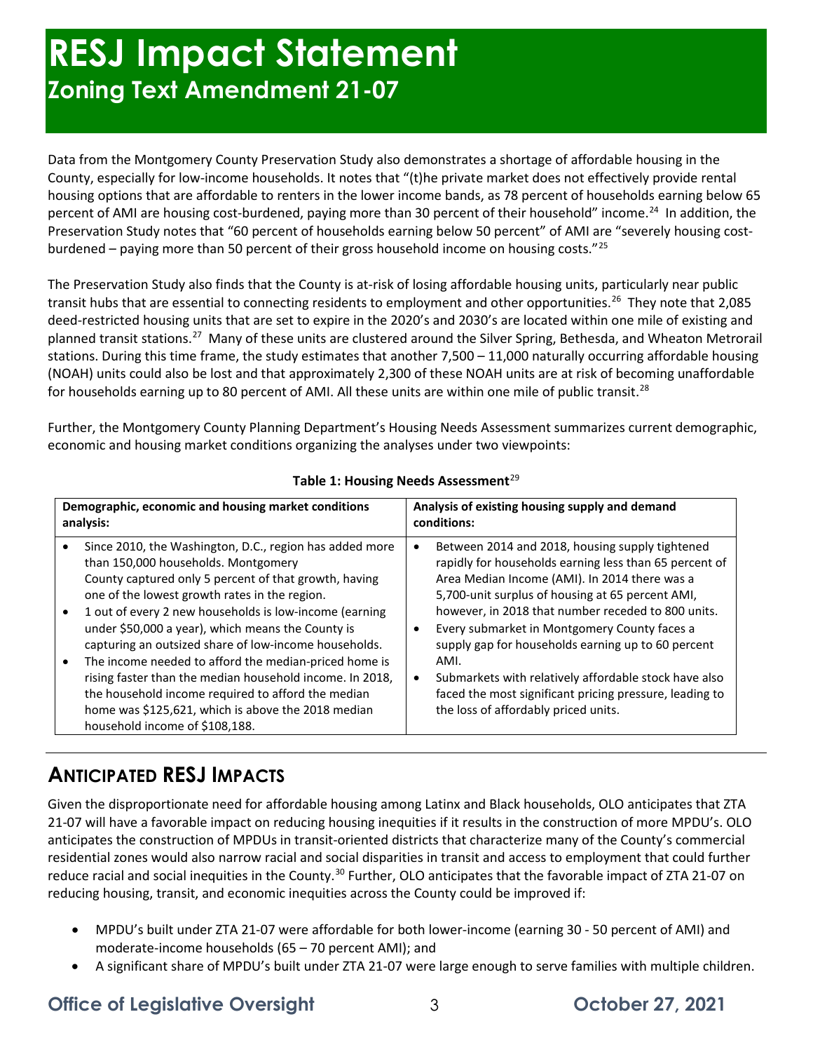Data from the Montgomery County Preservation Study also demonstrates a shortage of affordable housing in the County, especially for low-income households. It notes that "(t)he private market does not effectively provide rental housing options that are affordable to renters in the lower income bands, as 78 percent of households earning below 65 percent of AMI are housing cost-burdened, paying more than 30 percent of their household" income.[24] In addition, the Preservation Study notes that "60 percent of households earning below 50 percent" of AMI are "severely housing cost-burdened – paying more than 50 percent of their gross household income on housing costs."[25]

The Preservation Study also finds that the County is at-risk of losing affordable housing units, particularly near public transit hubs that are essential to connecting residents to employment and other opportunities.[26] They note that 2,085 deed-restricted housing units that are set to expire in the 2020's and 2030's are located within one mile of existing and planned transit stations.[27] Many of these units are clustered around the Silver Spring, Bethesda, and Wheaton Metrorail stations. During this time frame, the study estimates that another 7,500 – 11,000 naturally occurring affordable housing (NOAH) units could also be lost and that approximately 2,300 of these NOAH units are at risk of becoming unaffordable for households earning up to 80 percent of AMI. All these units are within one mile of public transit.[28]

Further, the Montgomery County Planning Department's Housing Needs Assessment summarizes current demographic, economic and housing market conditions organizing the analyses under two viewpoints:

**Table 1: Housing Needs Assessment**[29]

| Demographic, economic and housing market conditions analysis: | Analysis of existing housing supply and demand conditions: |
| --- | --- |
| • Since 2010, the Washington, D.C., region has added more than 150,000 households. Montgomery County captured only 5 percent of that growth, having one of the lowest growth rates in the region.<br>• 1 out of every 2 new households is low-income (earning under $50,000 a year), which means the County is capturing an outsized share of low-income households.<br>• The income needed to afford the median-priced home is rising faster than the median household income. In 2018, the household income required to afford the median home was $125,621, which is above the 2018 median household income of $108,188. | • Between 2014 and 2018, housing supply tightened rapidly for households earning less than 65 percent of Area Median Income (AMI). In 2014 there was a 5,700-unit surplus of housing at 65 percent AMI, however, in 2018 that number receded to 800 units.<br>• Every submarket in Montgomery County faces a supply gap for households earning up to 60 percent AMI.<br>• Submarkets with relatively affordable stock have also faced the most significant pricing pressure, leading to the loss of affordably priced units. |

## Anticipated RESJ Impacts

Given the disproportionate need for affordable housing among Latinx and Black households, OLO anticipates that ZTA 21-07 will have a favorable impact on reducing housing inequities if it results in the construction of more MPDU's. OLO anticipates the construction of MPDUs in transit-oriented districts that characterize many of the County's commercial residential zones would also narrow racial and social disparities in transit and access to employment that could further reduce racial and social inequities in the County.[30] Further, OLO anticipates that the favorable impact of ZTA 21-07 on reducing housing, transit, and economic inequities across the County could be improved if:

- MPDU's built under ZTA 21-07 were affordable for both lower-income (earning 30 - 50 percent of AMI) and moderate-income households (65 – 70 percent AMI); and
- A significant share of MPDU's built under ZTA 21-07 were large enough to serve families with multiple children.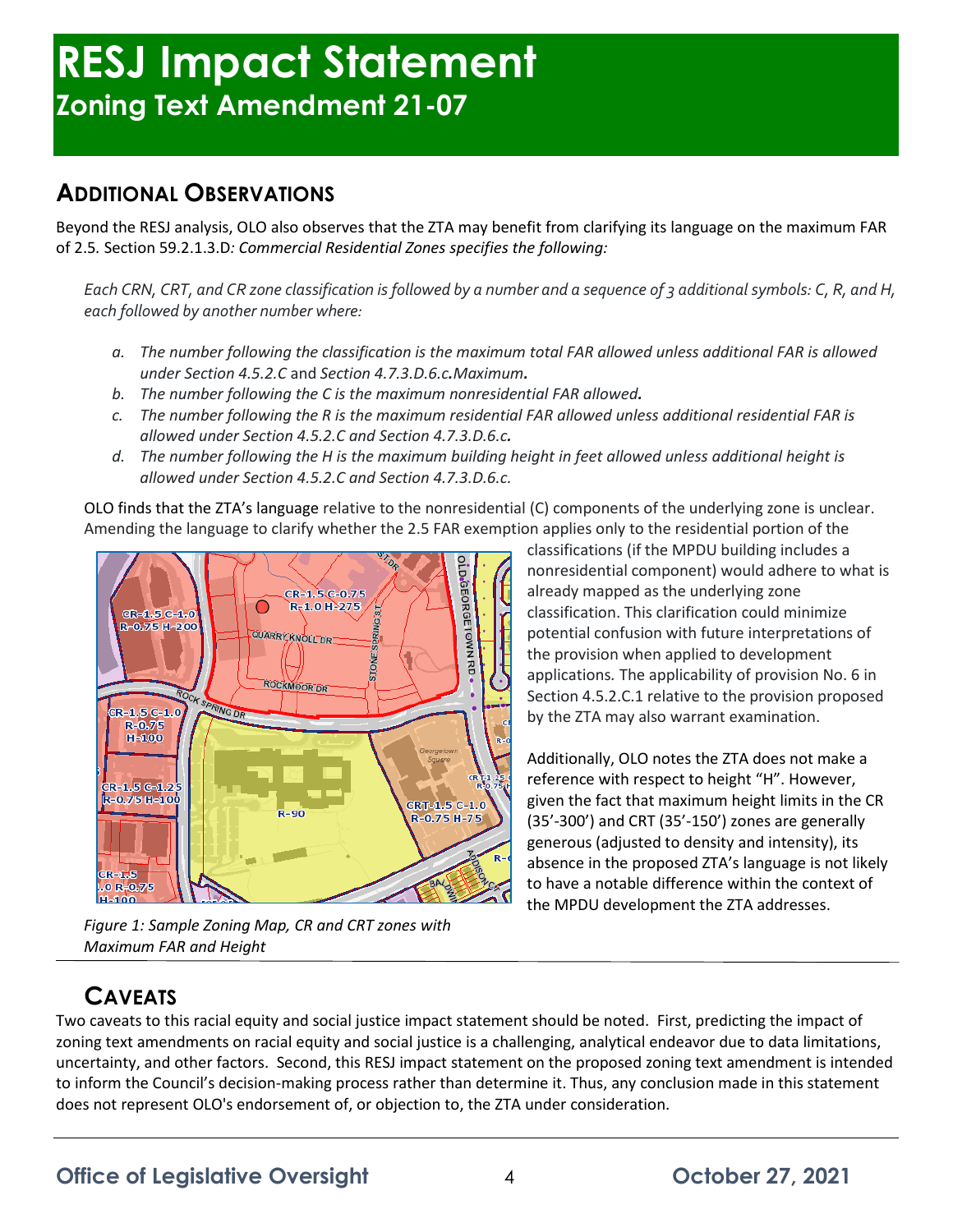# RESJ Impact Statement

## Zoning Text Amendment 21-07

## ADDITIONAL OBSERVATIONS

Beyond the RESJ analysis, OLO also observes that the ZTA may benefit from clarifying its language on the maximum FAR of 2.5. Section 59.2.1.3.D*: Commercial Residential Zones specifies the following:*

*Each CRN, CRT, and CR zone classification is followed by a number and a sequence of 3 additional symbols: C, R, and H, each followed by another number where:*

- a. *The number following the classification is the maximum total FAR allowed unless additional FAR is allowed under Section 4.5.2.C* and *Section 4.7.3.D.6.c.Maximum.*
- b. *The number following the C is the maximum nonresidential FAR allowed.*
- c. *The number following the R is the maximum residential FAR allowed unless additional residential FAR is allowed under Section 4.5.2.C and Section 4.7.3.D.6.c.*
- d. *The number following the H is the maximum building height in feet allowed unless additional height is allowed under Section 4.5.2.C and Section 4.7.3.D.6.c.*

OLO finds that the ZTA's language relative to the nonresidential (C) components of the underlying zone is unclear. Amending the language to clarify whether the 2.5 FAR exemption applies only to the residential portion of the classifications (if the MPDU building includes a nonresidential component) would adhere to what is already mapped as the underlying zone classification. This clarification could minimize potential confusion with future interpretations of the provision when applied to development applications. The applicability of provision No. 6 in Section 4.5.2.C.1 relative to the provision proposed by the ZTA may also warrant examination.

*Figure 1: Sample Zoning Map, CR and CRT zones with Maximum FAR and Height*

Additionally, OLO notes the ZTA does not make a reference with respect to height "H". However, given the fact that maximum height limits in the CR (35'-300') and CRT (35'-150') zones are generally generous (adjusted to density and intensity), its absence in the proposed ZTA's language is not likely to have a notable difference within the context of the MPDU development the ZTA addresses.

## CAVEATS

Two caveats to this racial equity and social justice impact statement should be noted. First, predicting the impact of zoning text amendments on racial equity and social justice is a challenging, analytical endeavor due to data limitations, uncertainty, and other factors. Second, this RESJ impact statement on the proposed zoning text amendment is intended to inform the Council's decision-making process rather than determine it. Thus, any conclusion made in this statement does not represent OLO's endorsement of, or objection to, the ZTA under consideration.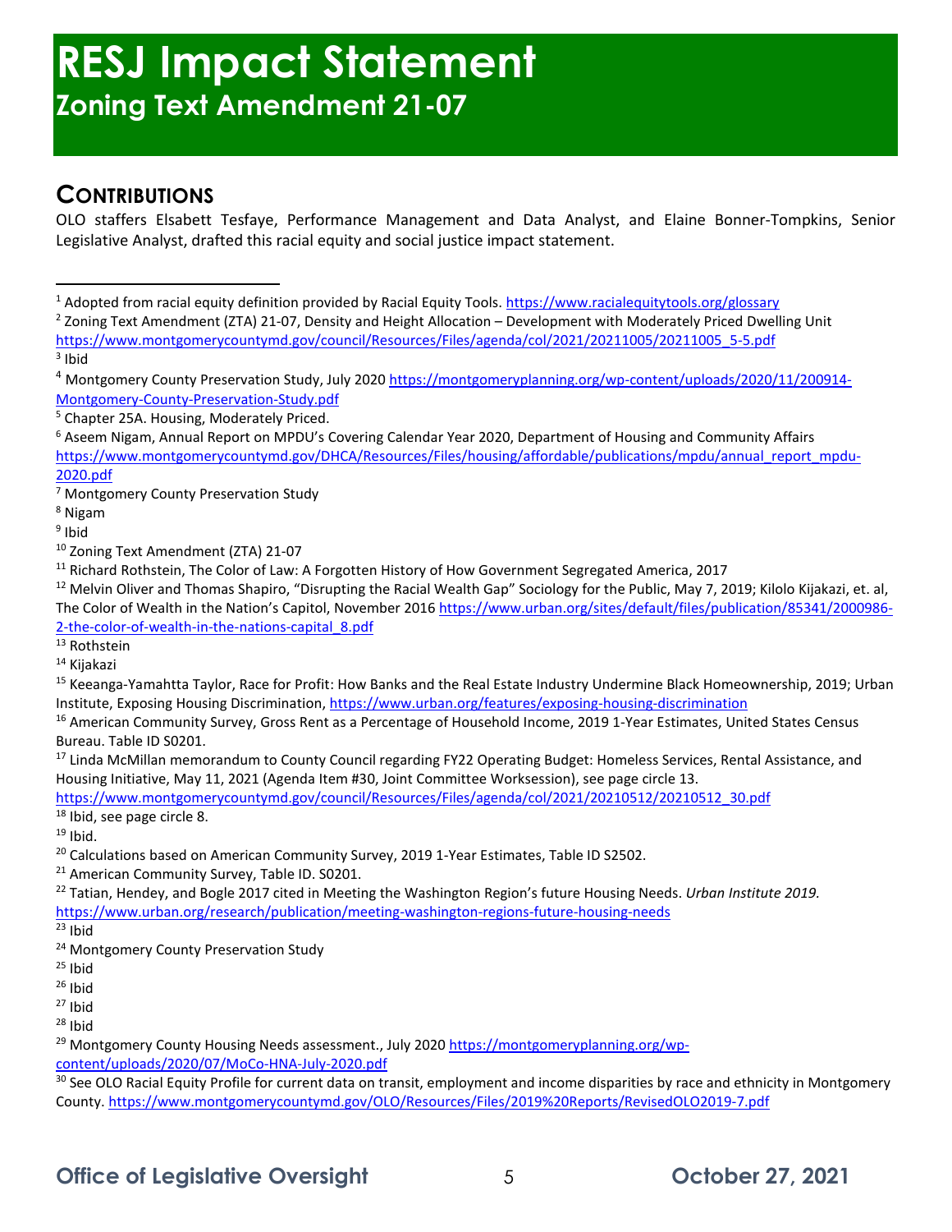# RESJ Impact Statement
## Zoning Text Amendment 21-07

## CONTRIBUTIONS

OLO staffers Elsabett Tesfaye, Performance Management and Data Analyst, and Elaine Bonner-Tompkins, Senior Legislative Analyst, drafted this racial equity and social justice impact statement.

---

[1] Adopted from racial equity definition provided by Racial Equity Tools. https://www.racialequitytools.org/glossary

[2] Zoning Text Amendment (ZTA) 21-07, Density and Height Allocation – Development with Moderately Priced Dwelling Unit https://www.montgomerycountymd.gov/council/Resources/Files/agenda/col/2021/20211005/20211005_5-5.pdf

[3] Ibid

[4] Montgomery County Preservation Study, July 2020 https://montgomeryplanning.org/wp-content/uploads/2020/11/200914-Montgomery-County-Preservation-Study.pdf

[5] Chapter 25A. Housing, Moderately Priced.

[6] Aseem Nigam, Annual Report on MPDU's Covering Calendar Year 2020, Department of Housing and Community Affairs https://www.montgomerycountymd.gov/DHCA/Resources/Files/housing/affordable/publications/mpdu/annual_report_mpdu-2020.pdf

[7] Montgomery County Preservation Study

[8] Nigam

[9] Ibid

[10] Zoning Text Amendment (ZTA) 21-07

[11] Richard Rothstein, The Color of Law: A Forgotten History of How Government Segregated America, 2017

[12] Melvin Oliver and Thomas Shapiro, "Disrupting the Racial Wealth Gap" Sociology for the Public, May 7, 2019; Kilolo Kijakazi, et. al, The Color of Wealth in the Nation's Capitol, November 2016 https://www.urban.org/sites/default/files/publication/85341/2000986-2-the-color-of-wealth-in-the-nations-capital_8.pdf

[13] Rothstein

[14] Kijakazi

[15] Keeanga-Yamahtta Taylor, Race for Profit: How Banks and the Real Estate Industry Undermine Black Homeownership, 2019; Urban Institute, Exposing Housing Discrimination, https://www.urban.org/features/exposing-housing-discrimination

[16] American Community Survey, Gross Rent as a Percentage of Household Income, 2019 1-Year Estimates, United States Census Bureau. Table ID S0201.

[17] Linda McMillan memorandum to County Council regarding FY22 Operating Budget: Homeless Services, Rental Assistance, and Housing Initiative, May 11, 2021 (Agenda Item #30, Joint Committee Worksession), see page circle 13. https://www.montgomerycountymd.gov/council/Resources/Files/agenda/col/2021/20210512/20210512_30.pdf

[18] Ibid, see page circle 8.

[19] Ibid.

[20] Calculations based on American Community Survey, 2019 1-Year Estimates, Table ID S2502.

[21] American Community Survey, Table ID. S0201.

[22] Tatian, Hendey, and Bogle 2017 cited in Meeting the Washington Region's future Housing Needs. *Urban Institute 2019.* https://www.urban.org/research/publication/meeting-washington-regions-future-housing-needs

[23] Ibid

[24] Montgomery County Preservation Study

[25] Ibid

[26] Ibid

[27] Ibid

[28] Ibid

[29] Montgomery County Housing Needs assessment., July 2020 https://montgomeryplanning.org/wp-content/uploads/2020/07/MoCo-HNA-July-2020.pdf

[30] See OLO Racial Equity Profile for current data on transit, employment and income disparities by race and ethnicity in Montgomery County. https://www.montgomerycountymd.gov/OLO/Resources/Files/2019%20Reports/RevisedOLO2019-7.pdf